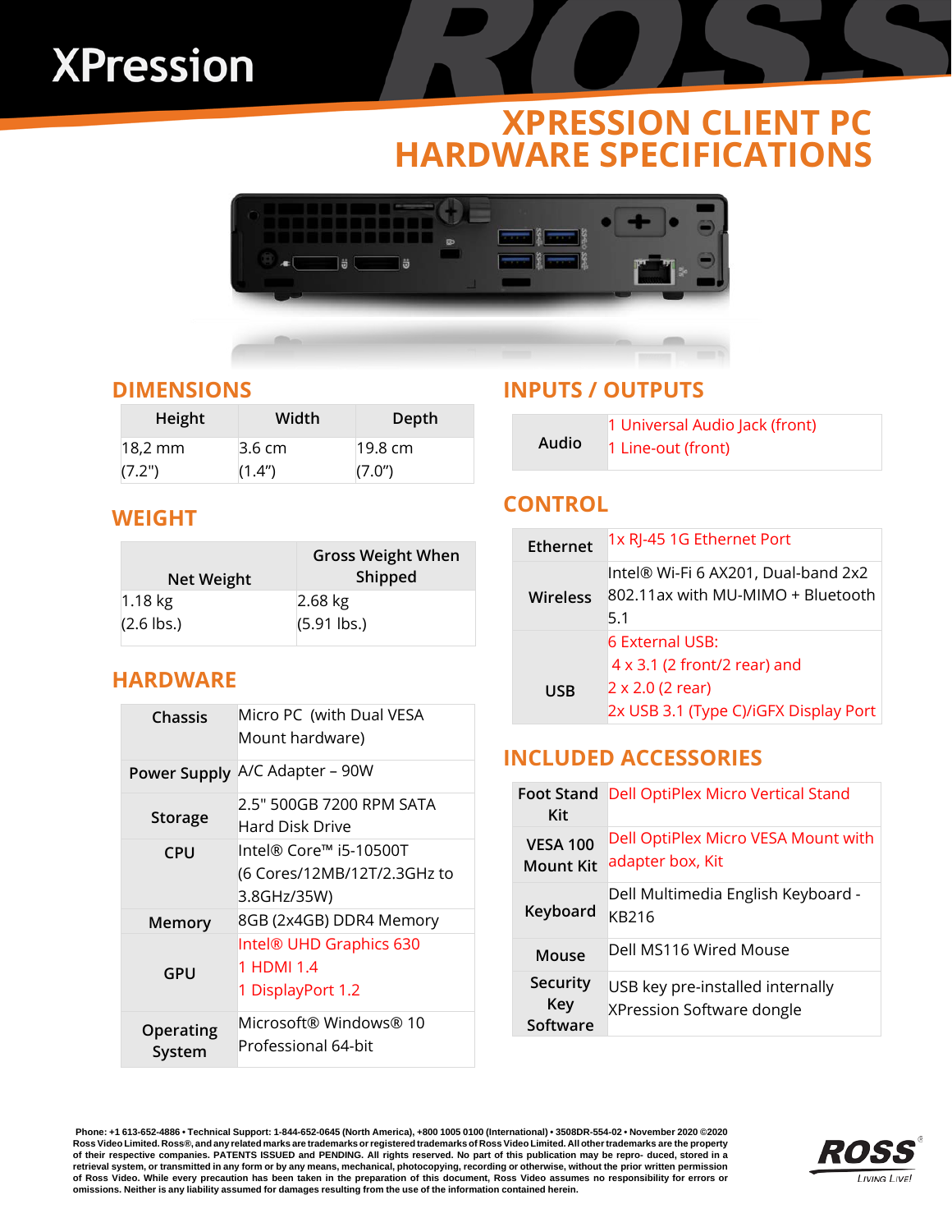# XPression

## XPRESSION CLIENT PC HARDWARE SPECIFICATIONS

## DIMENSIONS

| Height | Width | Depth |
|---|---|---|
| 18,2 mm (7.2") | 3.6 cm (1.4") | 19.8 cm (7.0") |

## WEIGHT

| Net Weight | Gross Weight When Shipped |
|---|---|
| 1.18 kg (2.6 lbs.) | 2.68 kg (5.91 lbs.) |

## HARDWARE

| | |
|---|---|
| Chassis | Micro PC (with Dual VESA Mount hardware) |
| Power Supply | A/C Adapter – 90W |
| Storage | 2.5" 500GB 7200 RPM SATA Hard Disk Drive |
| CPU | Intel® Core™ i5-10500T (6 Cores/12MB/12T/2.3GHz to 3.8GHz/35W) |
| Memory | 8GB (2x4GB) DDR4 Memory |
| GPU | Intel® UHD Graphics 630<br>1 HDMI 1.4<br>1 DisplayPort 1.2 |
| Operating System | Microsoft® Windows® 10 Professional 64-bit |

## INPUTS / OUTPUTS

| | |
|---|---|
| Audio | 1 Universal Audio Jack (front)<br>1 Line-out (front) |

## CONTROL

| | |
|---|---|
| Ethernet | 1x RJ-45 1G Ethernet Port |
| Wireless | Intel® Wi-Fi 6 AX201, Dual-band 2x2 802.11ax with MU-MIMO + Bluetooth 5.1 |
| USB | 6 External USB:<br>4 x 3.1 (2 front/2 rear) and<br>2 x 2.0 (2 rear)<br>2x USB 3.1 (Type C)/iGFX Display Port |

## INCLUDED ACCESSORIES

| | |
|---|---|
| Foot Stand Kit | Dell OptiPlex Micro Vertical Stand |
| VESA 100 Mount Kit | Dell OptiPlex Micro VESA Mount with adapter box, Kit |
| Keyboard | Dell Multimedia English Keyboard - KB216 |
| Mouse | Dell MS116 Wired Mouse |
| Security Key Software | USB key pre-installed internally XPression Software dongle |

**Phone: +1 613-652-4886 • Technical Support: 1-844-652-0645 (North America), +800 1005 0100 (International) • 3508DR-554-02 • November 2020 ©2020 Ross Video Limited. Ross®, and any related marks are trademarks or registered trademarks of Ross Video Limited. All other trademarks are the property of their respective companies. PATENTS ISSUED and PENDING. All rights reserved. No part of this publication may be repro- duced, stored in a retrieval system, or transmitted in any form or by any means, mechanical, photocopying, recording or otherwise, without the prior written permission of Ross Video. While every precaution has been taken in the preparation of this document, Ross Video assumes no responsibility for errors or omissions. Neither is any liability assumed for damages resulting from the use of the information contained herein.**

ROSS *Living Live!*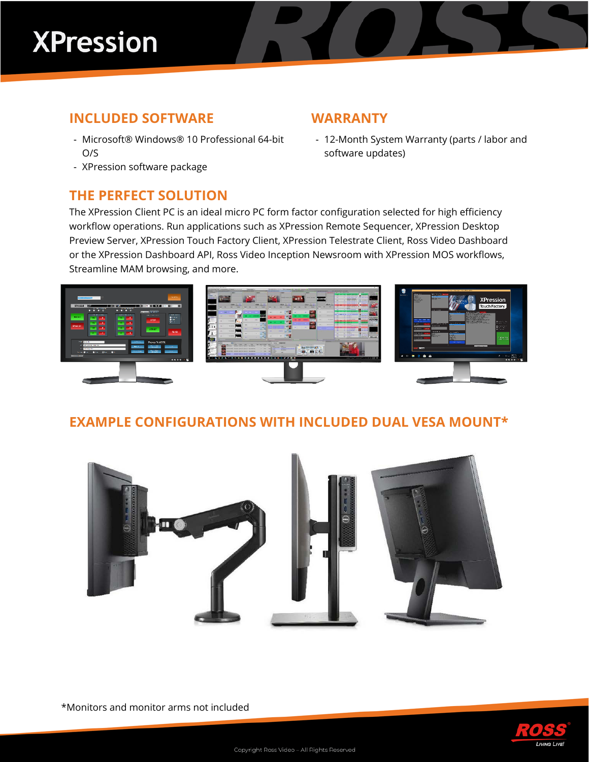# XPression

## INCLUDED SOFTWARE

- Microsoft® Windows® 10 Professional 64-bit O/S
- XPression software package

## WARRANTY

- 12-Month System Warranty (parts / labor and software updates)

## THE PERFECT SOLUTION

The XPression Client PC is an ideal micro PC form factor configuration selected for high efficiency workflow operations. Run applications such as XPression Remote Sequencer, XPression Desktop Preview Server, XPression Touch Factory Client, XPression Telestrate Client, Ross Video Dashboard or the XPression Dashboard API, Ross Video Inception Newsroom with XPression MOS workflows, Streamline MAM browsing, and more.

## EXAMPLE CONFIGURATIONS WITH INCLUDED DUAL VESA MOUNT*

*Monitors and monitor arms not included